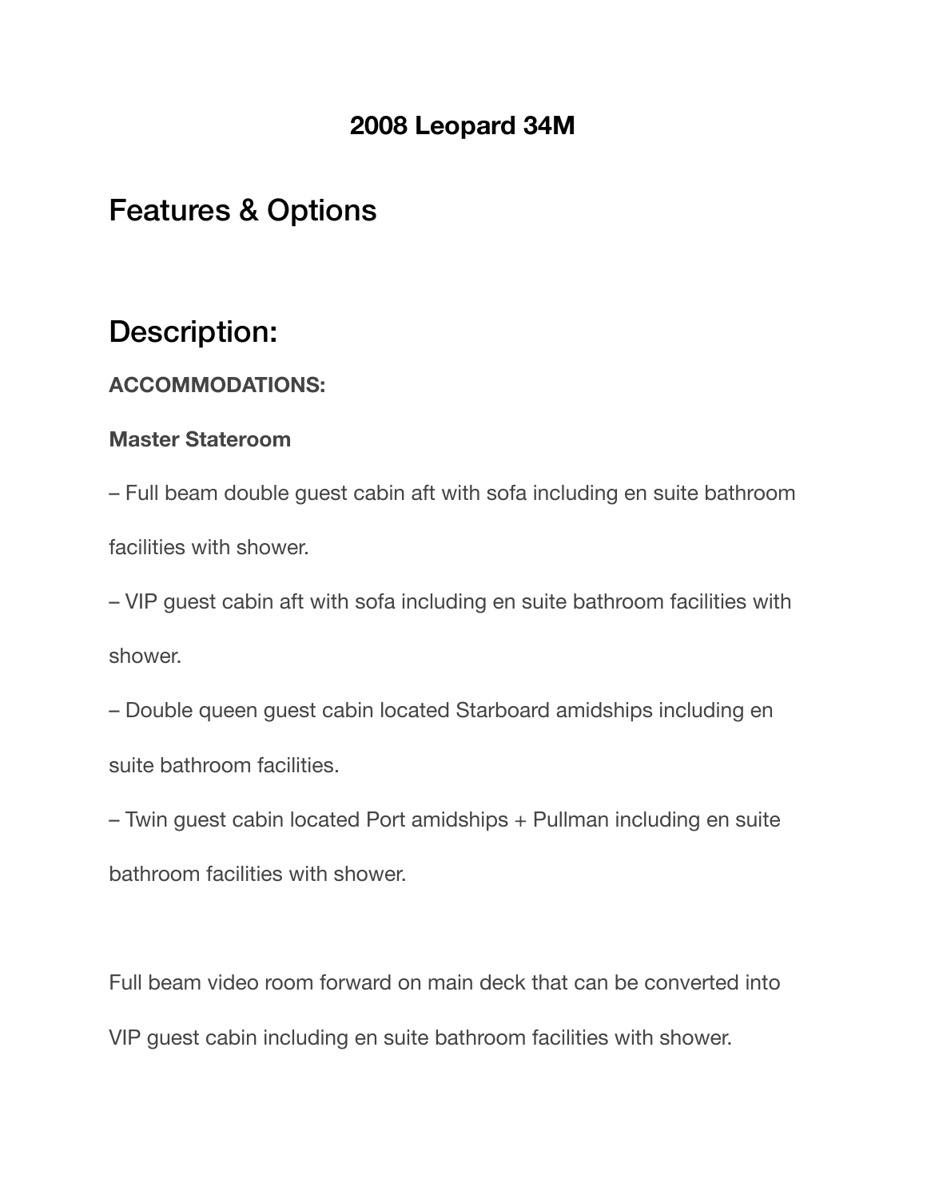# 2008 Leopard 34M

## Features & Options

## Description:

**ACCOMMODATIONS:**

**Master Stateroom**

– Full beam double guest cabin aft with sofa including en suite bathroom facilities with shower.

– VIP guest cabin aft with sofa including en suite bathroom facilities with shower.

– Double queen guest cabin located Starboard amidships including en suite bathroom facilities.

– Twin guest cabin located Port amidships + Pullman including en suite bathroom facilities with shower.

Full beam video room forward on main deck that can be converted into VIP guest cabin including en suite bathroom facilities with shower.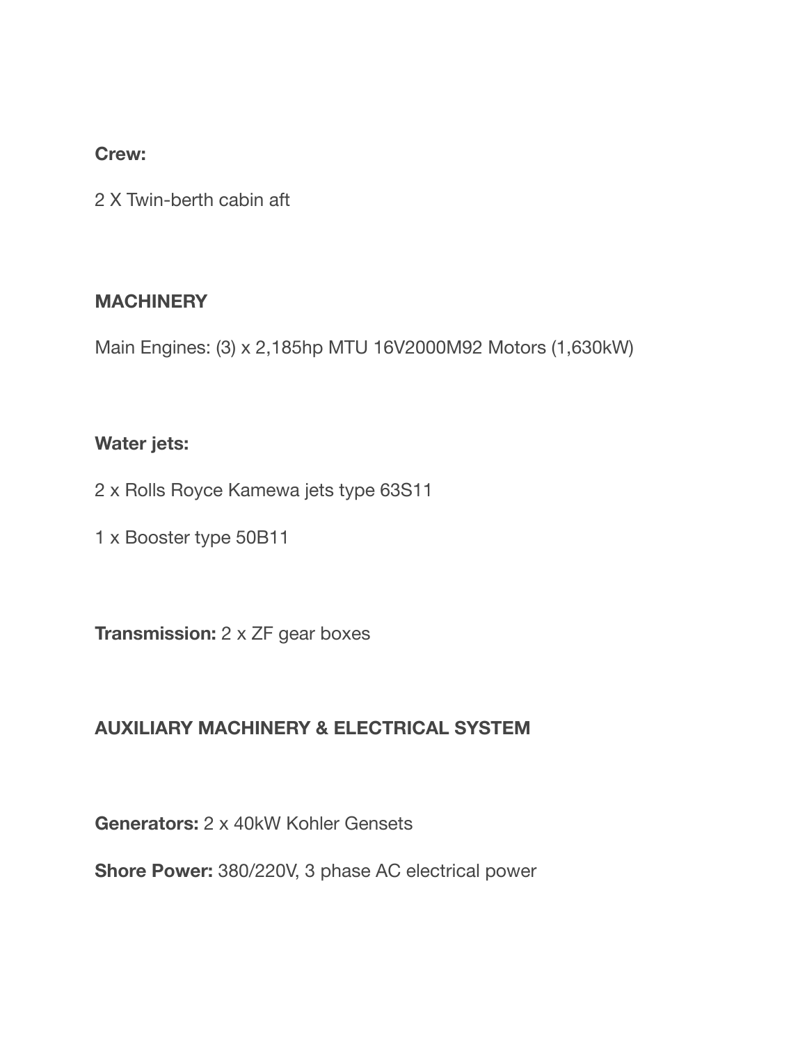**Crew:**

2 X Twin-berth cabin aft

**MACHINERY**

Main Engines: (3) x 2,185hp MTU 16V2000M92 Motors (1,630kW)

**Water jets:**

2 x Rolls Royce Kamewa jets type 63S11

1 x Booster type 50B11

**Transmission:** 2 x ZF gear boxes

**AUXILIARY MACHINERY & ELECTRICAL SYSTEM**

**Generators:** 2 x 40kW Kohler Gensets

**Shore Power:** 380/220V, 3 phase AC electrical power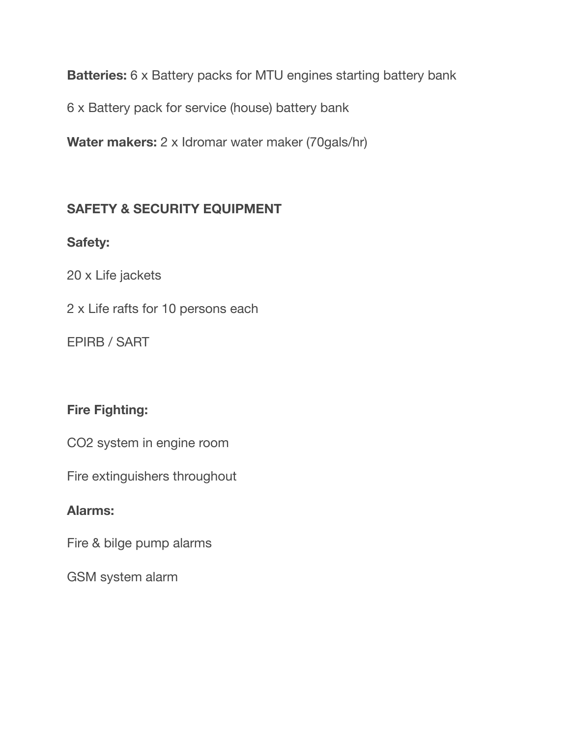**Batteries:** 6 x Battery packs for MTU engines starting battery bank

6 x Battery pack for service (house) battery bank

**Water makers:** 2 x Idromar water maker (70gals/hr)

## SAFETY & SECURITY EQUIPMENT

**Safety:**

20 x Life jackets

2 x Life rafts for 10 persons each

EPIRB / SART

**Fire Fighting:**

$CO_2$ system in engine room

Fire extinguishers throughout

**Alarms:**

Fire & bilge pump alarms

GSM system alarm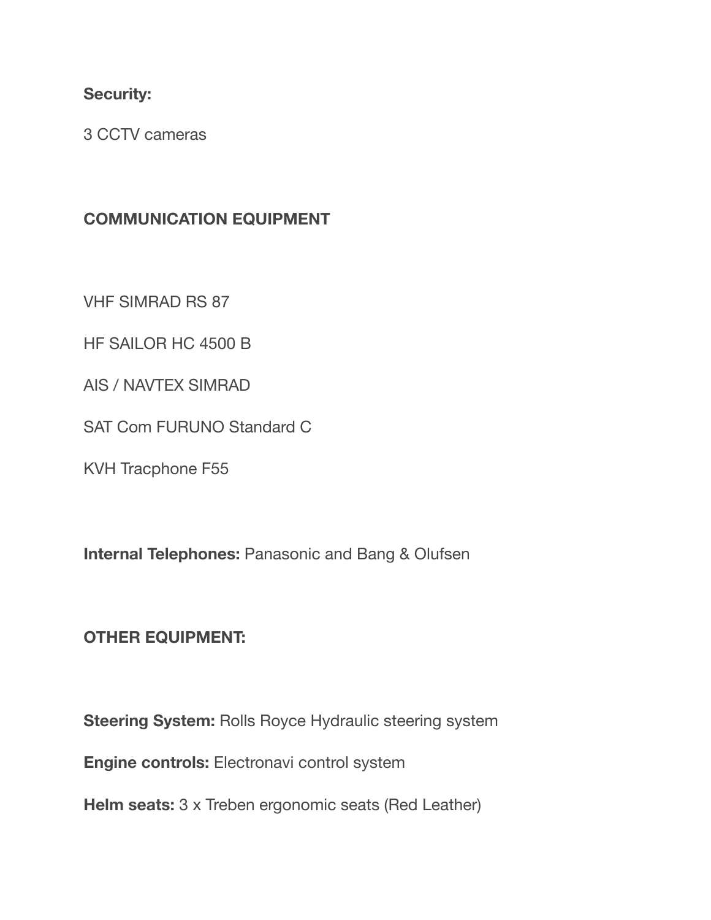**Security:**

3 CCTV cameras

**COMMUNICATION EQUIPMENT**

VHF SIMRAD RS 87

HF SAILOR HC 4500 B

AIS / NAVTEX SIMRAD

SAT Com FURUNO Standard C

KVH Tracphone F55

**Internal Telephones:** Panasonic and Bang & Olufsen

**OTHER EQUIPMENT:**

**Steering System:** Rolls Royce Hydraulic steering system

**Engine controls:** Electronavi control system

**Helm seats:** 3 x Treben ergonomic seats (Red Leather)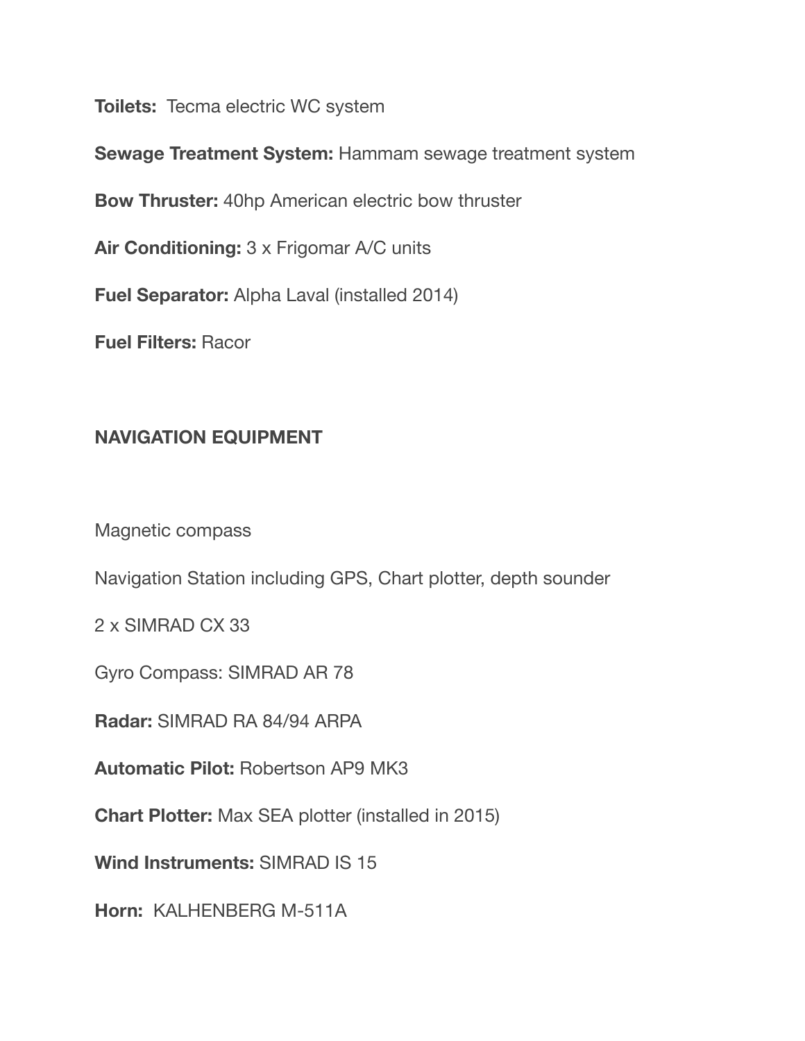**Toilets:** Tecma electric WC system

**Sewage Treatment System:** Hammam sewage treatment system

**Bow Thruster:** 40hp American electric bow thruster

**Air Conditioning:** 3 x Frigomar A/C units

**Fuel Separator:** Alpha Laval (installed 2014)

**Fuel Filters:** Racor

## NAVIGATION EQUIPMENT

Magnetic compass

Navigation Station including GPS, Chart plotter, depth sounder

2 x SIMRAD CX 33

Gyro Compass: SIMRAD AR 78

**Radar:** SIMRAD RA 84/94 ARPA

**Automatic Pilot:** Robertson AP9 MK3

**Chart Plotter:** Max SEA plotter (installed in 2015)

**Wind Instruments:** SIMRAD IS 15

**Horn:** KALHENBERG M-511A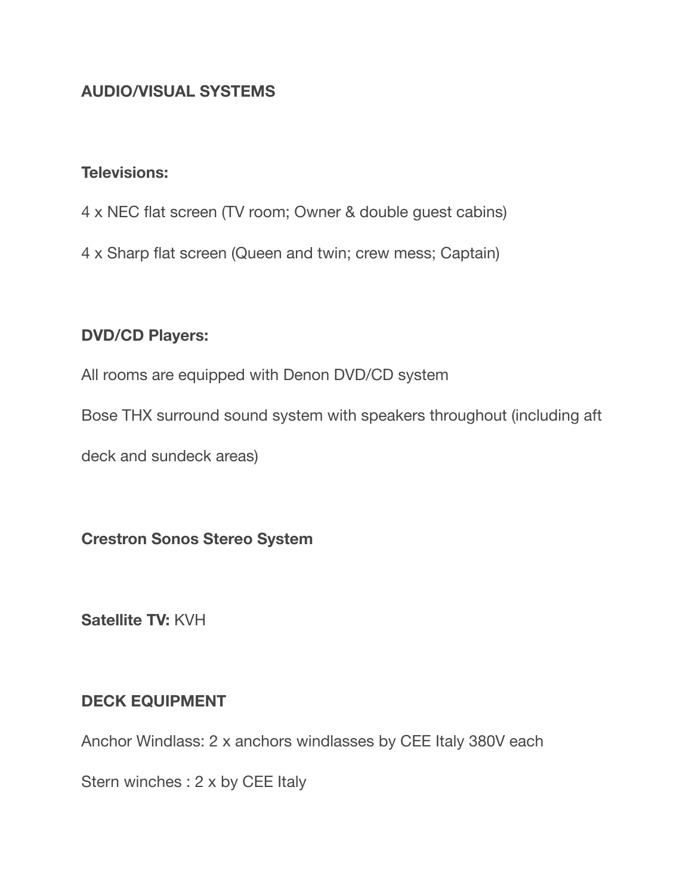## AUDIO/VISUAL SYSTEMS

**Televisions:**

4 x NEC flat screen (TV room; Owner & double guest cabins)

4 x Sharp flat screen (Queen and twin; crew mess; Captain)

**DVD/CD Players:**

All rooms are equipped with Denon DVD/CD system

Bose THX surround sound system with speakers throughout (including aft deck and sundeck areas)

**Crestron Sonos Stereo System**

**Satellite TV:** KVH

## DECK EQUIPMENT

Anchor Windlass: 2 x anchors windlasses by CEE Italy 380V each

Stern winches : 2 x by CEE Italy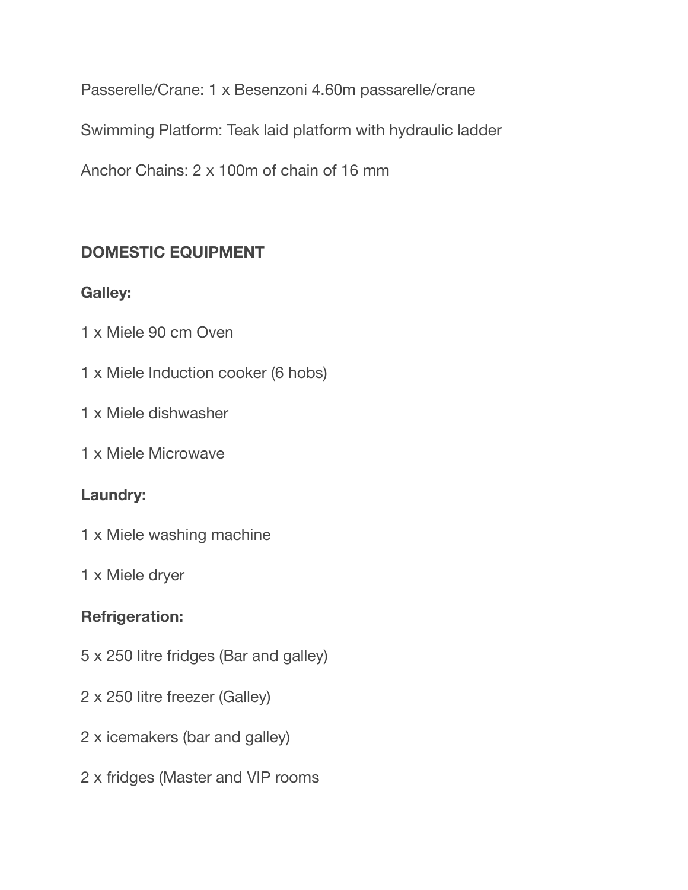Passerelle/Crane: 1 x Besenzoni 4.60m passarelle/crane

Swimming Platform: Teak laid platform with hydraulic ladder

Anchor Chains: 2 x 100m of chain of 16 mm

## DOMESTIC EQUIPMENT

**Galley:**

1 x Miele 90 cm Oven

1 x Miele Induction cooker (6 hobs)

1 x Miele dishwasher

1 x Miele Microwave

**Laundry:**

1 x Miele washing machine

1 x Miele dryer

**Refrigeration:**

5 x 250 litre fridges (Bar and galley)

2 x 250 litre freezer (Galley)

2 x icemakers (bar and galley)

2 x fridges (Master and VIP rooms